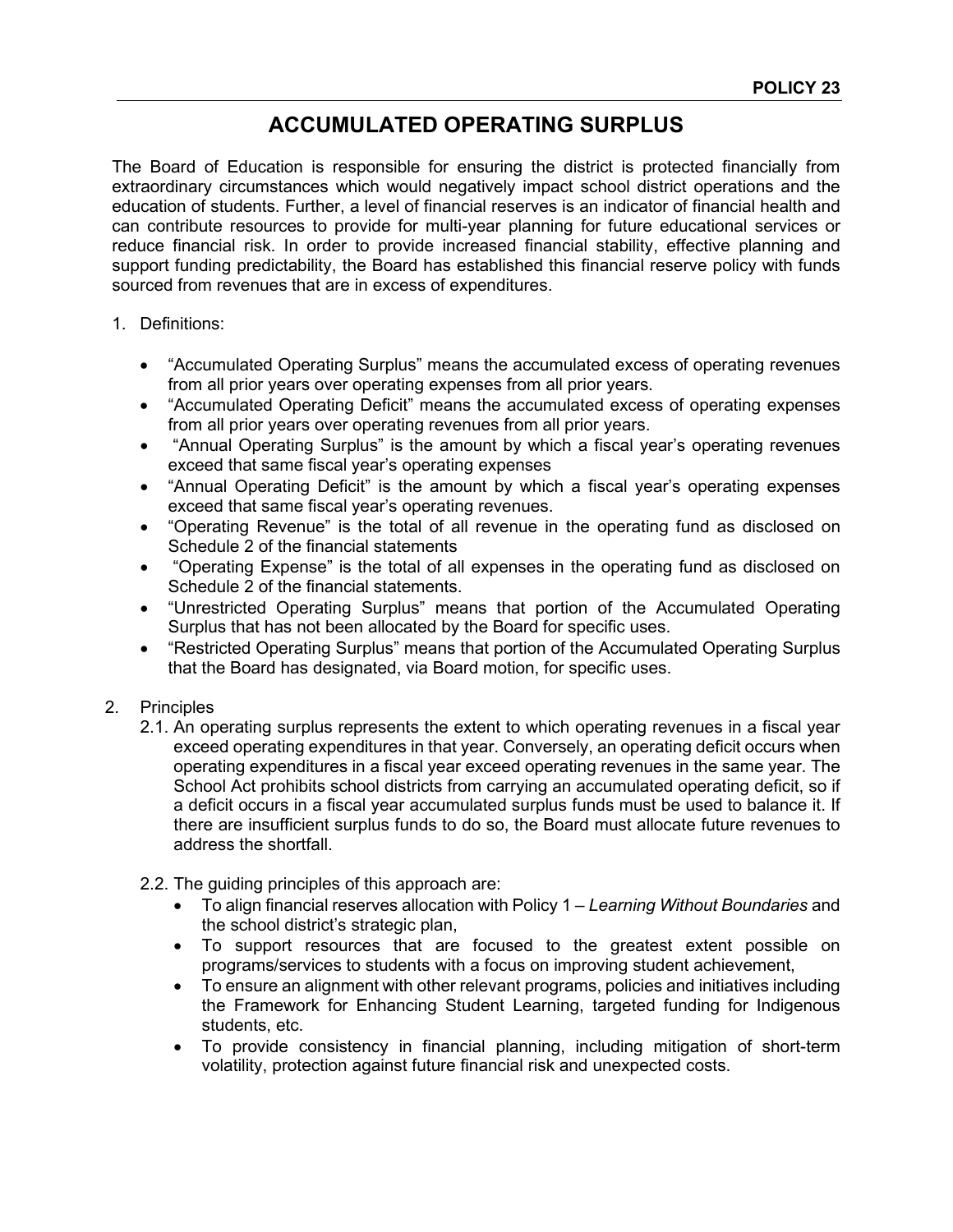**POLICY 23**

# ACCUMULATED OPERATING SURPLUS

The Board of Education is responsible for ensuring the district is protected financially from extraordinary circumstances which would negatively impact school district operations and the education of students. Further, a level of financial reserves is an indicator of financial health and can contribute resources to provide for multi-year planning for future educational services or reduce financial risk. In order to provide increased financial stability, effective planning and support funding predictability, the Board has established this financial reserve policy with funds sourced from revenues that are in excess of expenditures.

1. Definitions:

   - "Accumulated Operating Surplus" means the accumulated excess of operating revenues from all prior years over operating expenses from all prior years.
   - "Accumulated Operating Deficit" means the accumulated excess of operating expenses from all prior years over operating revenues from all prior years.
   - "Annual Operating Surplus" is the amount by which a fiscal year's operating revenues exceed that same fiscal year's operating expenses
   - "Annual Operating Deficit" is the amount by which a fiscal year's operating expenses exceed that same fiscal year's operating revenues.
   - "Operating Revenue" is the total of all revenue in the operating fund as disclosed on Schedule 2 of the financial statements
   - "Operating Expense" is the total of all expenses in the operating fund as disclosed on Schedule 2 of the financial statements.
   - "Unrestricted Operating Surplus" means that portion of the Accumulated Operating Surplus that has not been allocated by the Board for specific uses.
   - "Restricted Operating Surplus" means that portion of the Accumulated Operating Surplus that the Board has designated, via Board motion, for specific uses.

2. Principles

   2.1. An operating surplus represents the extent to which operating revenues in a fiscal year exceed operating expenditures in that year. Conversely, an operating deficit occurs when operating expenditures in a fiscal year exceed operating revenues in the same year. The School Act prohibits school districts from carrying an accumulated operating deficit, so if a deficit occurs in a fiscal year accumulated surplus funds must be used to balance it. If there are insufficient surplus funds to do so, the Board must allocate future revenues to address the shortfall.

   2.2. The guiding principles of this approach are:

   - To align financial reserves allocation with Policy 1 – *Learning Without Boundaries* and the school district's strategic plan,
   - To support resources that are focused to the greatest extent possible on programs/services to students with a focus on improving student achievement,
   - To ensure an alignment with other relevant programs, policies and initiatives including the Framework for Enhancing Student Learning, targeted funding for Indigenous students, etc.
   - To provide consistency in financial planning, including mitigation of short-term volatility, protection against future financial risk and unexpected costs.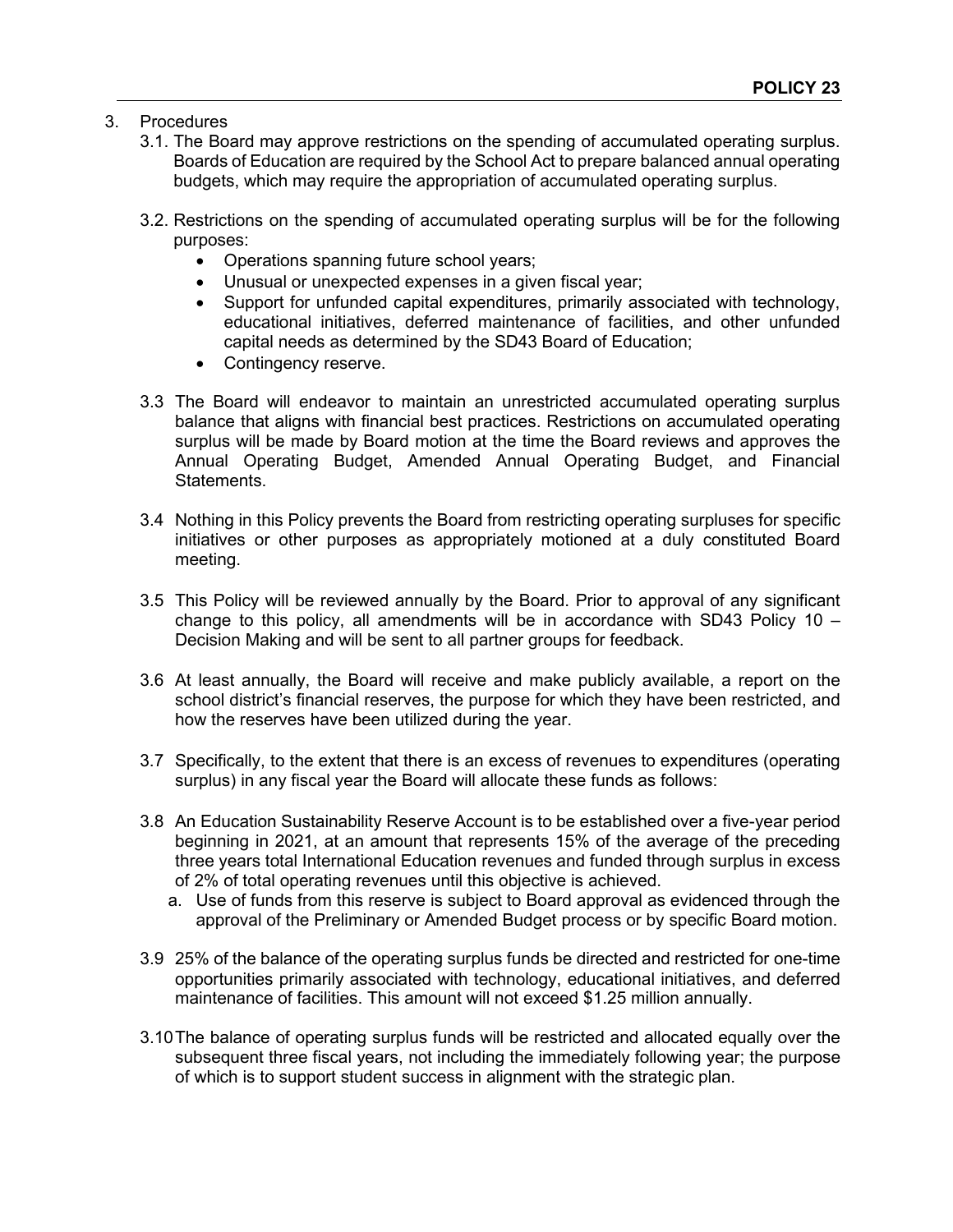3. Procedures
   - 3.1. The Board may approve restrictions on the spending of accumulated operating surplus. Boards of Education are required by the School Act to prepare balanced annual operating budgets, which may require the appropriation of accumulated operating surplus.

   - 3.2. Restrictions on the spending of accumulated operating surplus will be for the following purposes:
     - Operations spanning future school years;
     - Unusual or unexpected expenses in a given fiscal year;
     - Support for unfunded capital expenditures, primarily associated with technology, educational initiatives, deferred maintenance of facilities, and other unfunded capital needs as determined by the SD43 Board of Education;
     - Contingency reserve.

   - 3.3 The Board will endeavor to maintain an unrestricted accumulated operating surplus balance that aligns with financial best practices. Restrictions on accumulated operating surplus will be made by Board motion at the time the Board reviews and approves the Annual Operating Budget, Amended Annual Operating Budget, and Financial Statements.

   - 3.4 Nothing in this Policy prevents the Board from restricting operating surpluses for specific initiatives or other purposes as appropriately motioned at a duly constituted Board meeting.

   - 3.5 This Policy will be reviewed annually by the Board. Prior to approval of any significant change to this policy, all amendments will be in accordance with SD43 Policy 10 – Decision Making and will be sent to all partner groups for feedback.

   - 3.6 At least annually, the Board will receive and make publicly available, a report on the school district's financial reserves, the purpose for which they have been restricted, and how the reserves have been utilized during the year.

   - 3.7 Specifically, to the extent that there is an excess of revenues to expenditures (operating surplus) in any fiscal year the Board will allocate these funds as follows:

   - 3.8 An Education Sustainability Reserve Account is to be established over a five-year period beginning in 2021, at an amount that represents 15% of the average of the preceding three years total International Education revenues and funded through surplus in excess of 2% of total operating revenues until this objective is achieved.
     - a. Use of funds from this reserve is subject to Board approval as evidenced through the approval of the Preliminary or Amended Budget process or by specific Board motion.

   - 3.9 25% of the balance of the operating surplus funds be directed and restricted for one-time opportunities primarily associated with technology, educational initiatives, and deferred maintenance of facilities. This amount will not exceed $1.25 million annually.

   - 3.10 The balance of operating surplus funds will be restricted and allocated equally over the subsequent three fiscal years, not including the immediately following year; the purpose of which is to support student success in alignment with the strategic plan.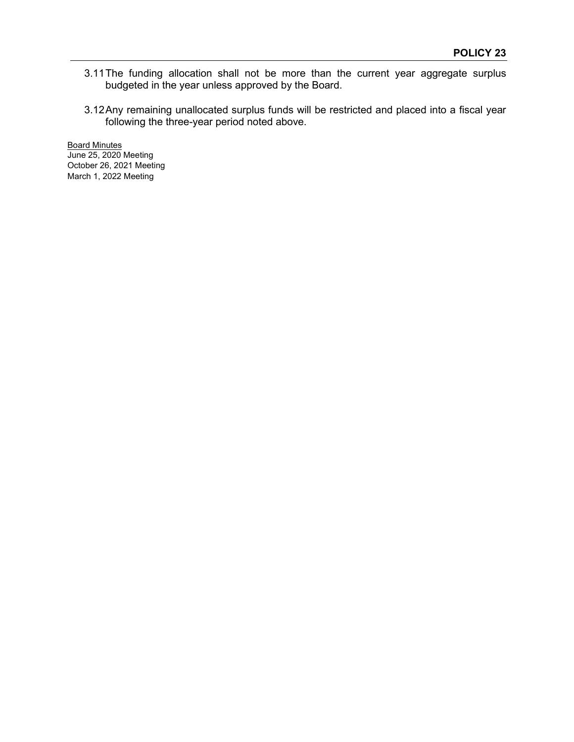3.11 The funding allocation shall not be more than the current year aggregate surplus budgeted in the year unless approved by the Board.

3.12 Any remaining unallocated surplus funds will be restricted and placed into a fiscal year following the three-year period noted above.

Board Minutes
June 25, 2020 Meeting
October 26, 2021 Meeting
March 1, 2022 Meeting